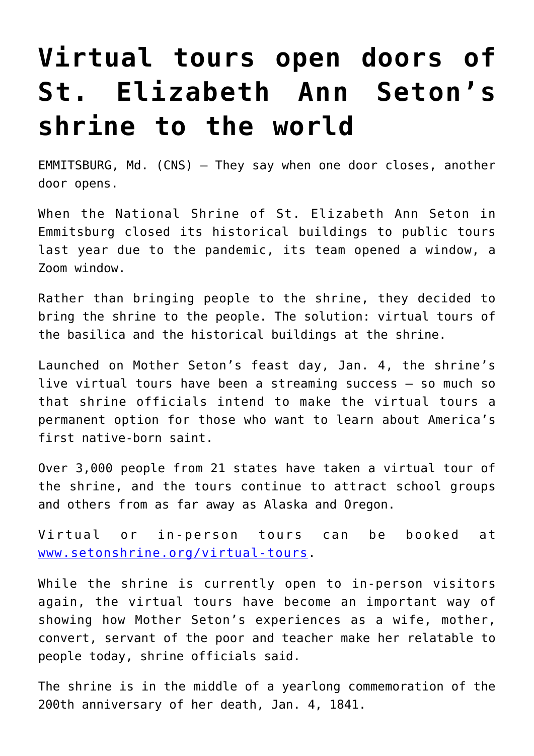# Virtual tours open doors of St. Elizabeth Ann Seton's shrine to the world

EMMITSBURG, Md. (CNS) — They say when one door closes, another door opens.

When the National Shrine of St. Elizabeth Ann Seton in Emmitsburg closed its historical buildings to public tours last year due to the pandemic, its team opened a window, a Zoom window.

Rather than bringing people to the shrine, they decided to bring the shrine to the people. The solution: virtual tours of the basilica and the historical buildings at the shrine.

Launched on Mother Seton's feast day, Jan. 4, the shrine's live virtual tours have been a streaming success — so much so that shrine officials intend to make the virtual tours a permanent option for those who want to learn about America's first native-born saint.

Over 3,000 people from 21 states have taken a virtual tour of the shrine, and the tours continue to attract school groups and others from as far away as Alaska and Oregon.

Virtual or in-person tours can be booked at [www.setonshrine.org/virtual-tours](www.setonshrine.org/virtual-tours).

While the shrine is currently open to in-person visitors again, the virtual tours have become an important way of showing how Mother Seton's experiences as a wife, mother, convert, servant of the poor and teacher make her relatable to people today, shrine officials said.

The shrine is in the middle of a yearlong commemoration of the 200th anniversary of her death, Jan. 4, 1841.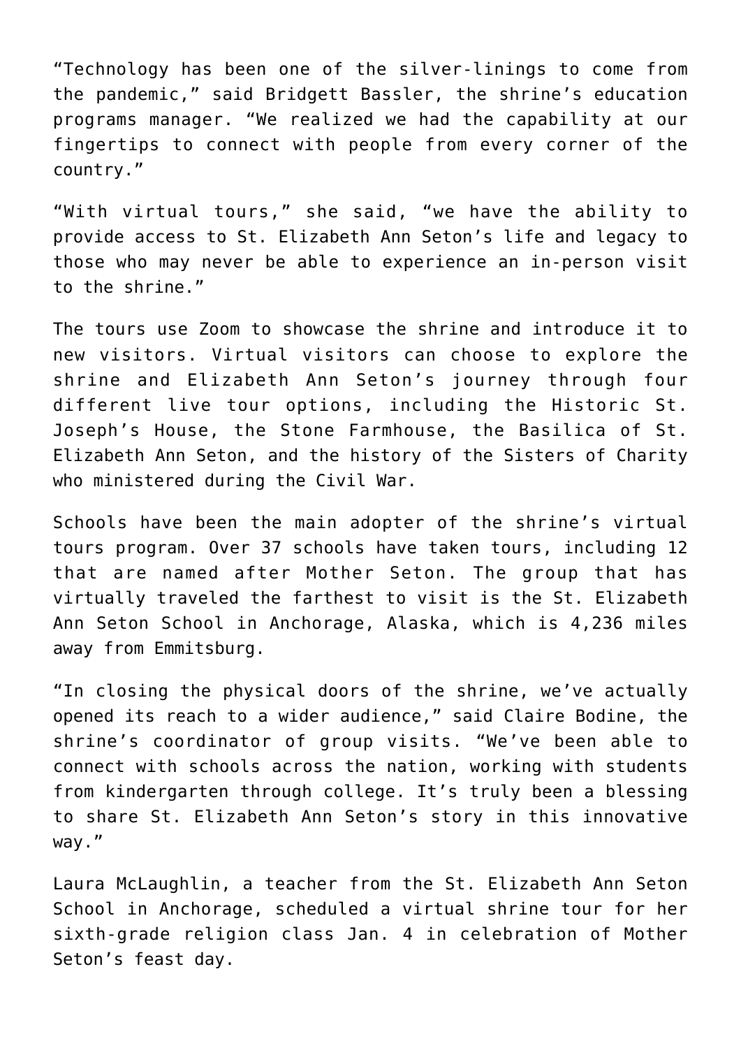“Technology has been one of the silver-linings to come from the pandemic,” said Bridgett Bassler, the shrine’s education programs manager. “We realized we had the capability at our fingertips to connect with people from every corner of the country.”

“With virtual tours,” she said, “we have the ability to provide access to St. Elizabeth Ann Seton’s life and legacy to those who may never be able to experience an in-person visit to the shrine.”

The tours use Zoom to showcase the shrine and introduce it to new visitors. Virtual visitors can choose to explore the shrine and Elizabeth Ann Seton’s journey through four different live tour options, including the Historic St. Joseph’s House, the Stone Farmhouse, the Basilica of St. Elizabeth Ann Seton, and the history of the Sisters of Charity who ministered during the Civil War.

Schools have been the main adopter of the shrine’s virtual tours program. Over 37 schools have taken tours, including 12 that are named after Mother Seton. The group that has virtually traveled the farthest to visit is the St. Elizabeth Ann Seton School in Anchorage, Alaska, which is 4,236 miles away from Emmitsburg.

“In closing the physical doors of the shrine, we’ve actually opened its reach to a wider audience,” said Claire Bodine, the shrine’s coordinator of group visits. “We’ve been able to connect with schools across the nation, working with students from kindergarten through college. It’s truly been a blessing to share St. Elizabeth Ann Seton’s story in this innovative way.”

Laura McLaughlin, a teacher from the St. Elizabeth Ann Seton School in Anchorage, scheduled a virtual shrine tour for her sixth-grade religion class Jan. 4 in celebration of Mother Seton’s feast day.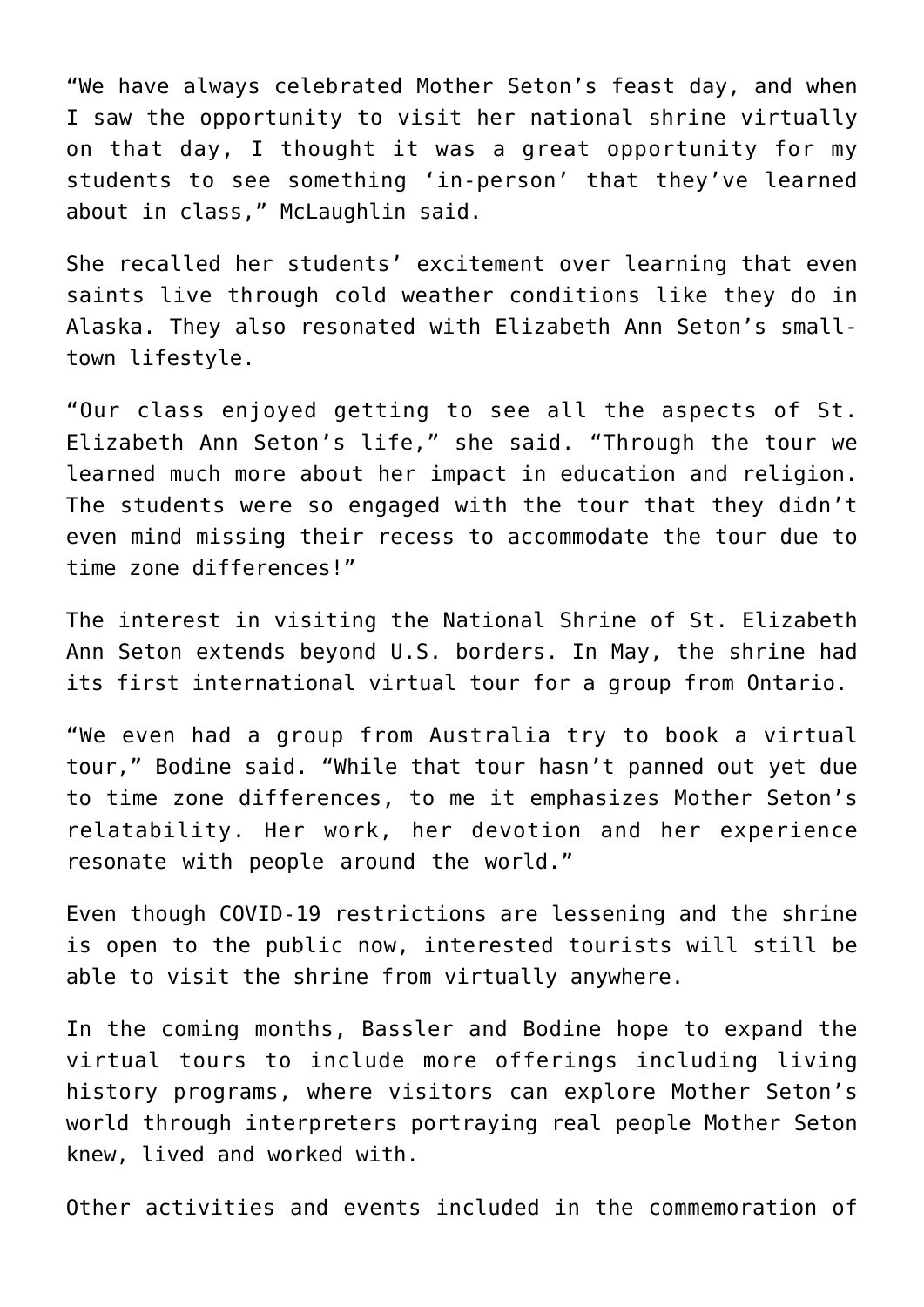"We have always celebrated Mother Seton's feast day, and when I saw the opportunity to visit her national shrine virtually on that day, I thought it was a great opportunity for my students to see something 'in-person' that they've learned about in class," McLaughlin said.

She recalled her students' excitement over learning that even saints live through cold weather conditions like they do in Alaska. They also resonated with Elizabeth Ann Seton's small-town lifestyle.

"Our class enjoyed getting to see all the aspects of St. Elizabeth Ann Seton's life," she said. "Through the tour we learned much more about her impact in education and religion. The students were so engaged with the tour that they didn't even mind missing their recess to accommodate the tour due to time zone differences!"

The interest in visiting the National Shrine of St. Elizabeth Ann Seton extends beyond U.S. borders. In May, the shrine had its first international virtual tour for a group from Ontario.

"We even had a group from Australia try to book a virtual tour," Bodine said. "While that tour hasn't panned out yet due to time zone differences, to me it emphasizes Mother Seton's relatability. Her work, her devotion and her experience resonate with people around the world."

Even though COVID-19 restrictions are lessening and the shrine is open to the public now, interested tourists will still be able to visit the shrine from virtually anywhere.

In the coming months, Bassler and Bodine hope to expand the virtual tours to include more offerings including living history programs, where visitors can explore Mother Seton's world through interpreters portraying real people Mother Seton knew, lived and worked with.

Other activities and events included in the commemoration of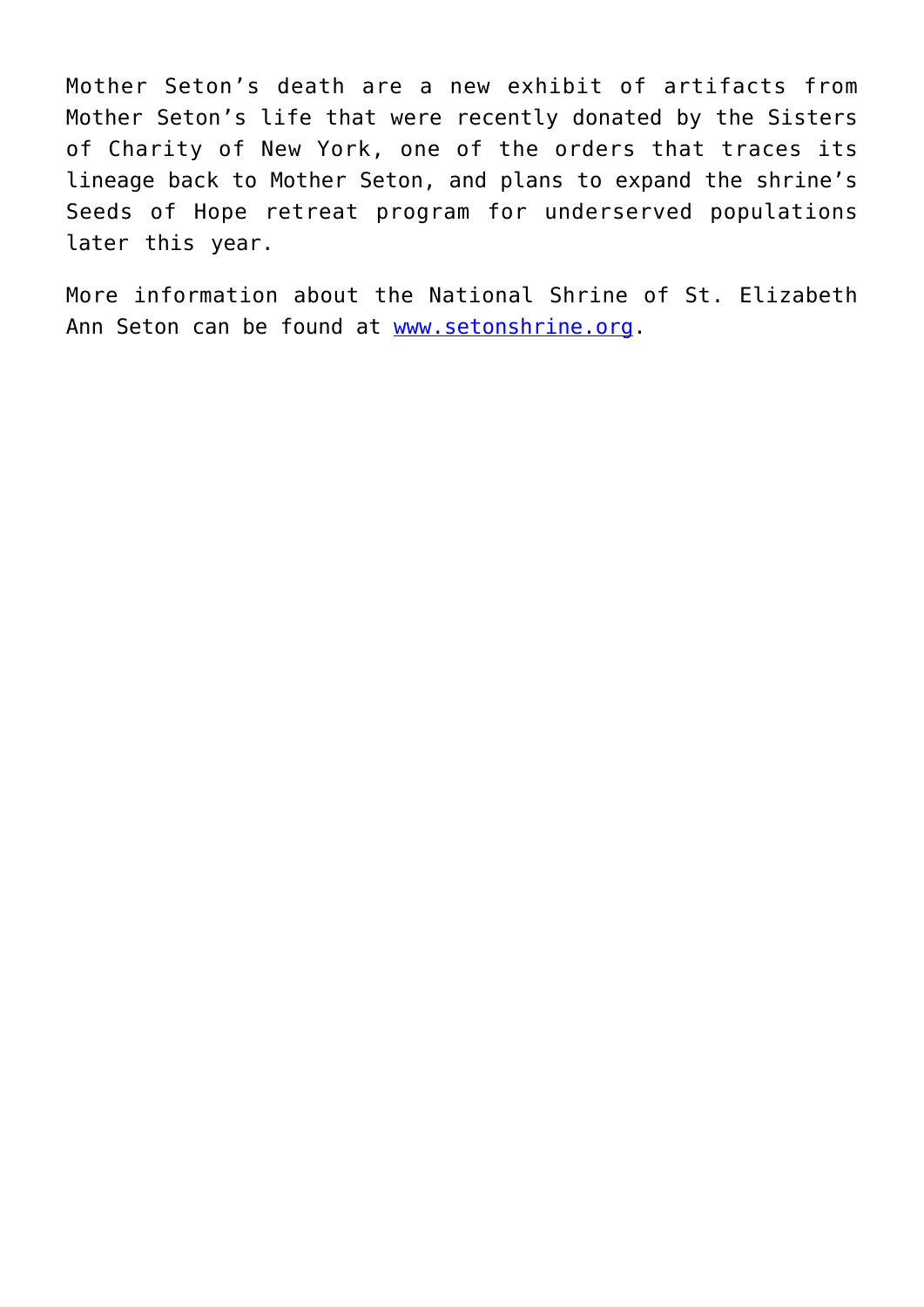Mother Seton's death are a new exhibit of artifacts from Mother Seton's life that were recently donated by the Sisters of Charity of New York, one of the orders that traces its lineage back to Mother Seton, and plans to expand the shrine's Seeds of Hope retreat program for underserved populations later this year.

More information about the National Shrine of St. Elizabeth Ann Seton can be found at [www.setonshrine.org](http://www.setonshrine.org).